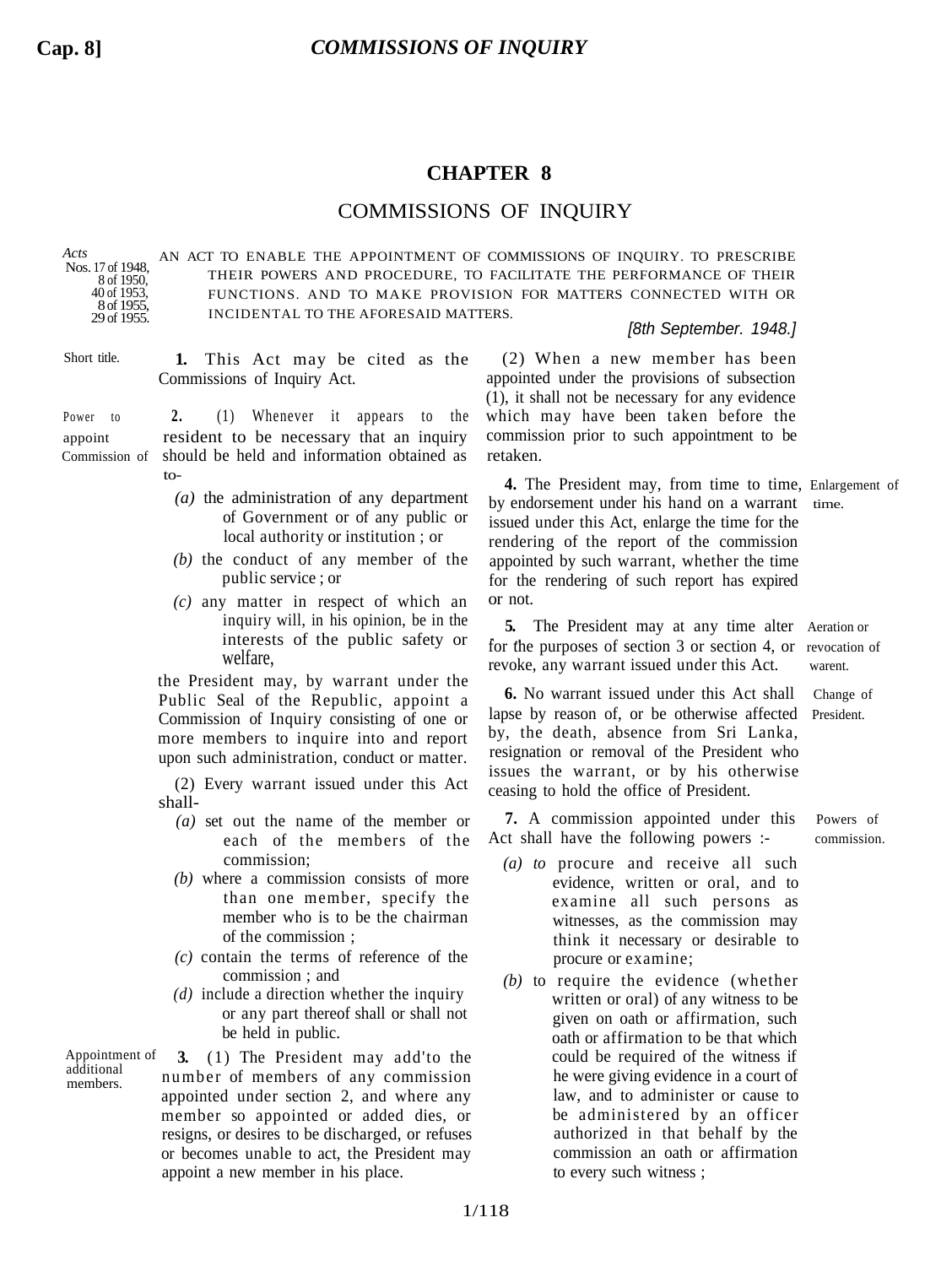# CHAPTER 8

## COMMISSIONS OF INQUIRY

*Acts* Nos. 17 of 1948, 8 of 1950, 40 of 1953, 8 of 1955, 29 of 1955.

AN ACT TO ENABLE THE APPOINTMENT OF COMMISSIONS OF INQUIRY. TO PRESCRIBE THEIR POWERS AND PROCEDURE, TO FACILITATE THE PERFORMANCE OF THEIR FUNCTIONS. AND TO MAKE PROVISION FOR MATTERS CONNECTED WITH OR INCIDENTAL TO THE AFORESAID MATTERS.

*[8th September. 1948.]*

Short title.

**1.** This Act may be cited as the Commissions of Inquiry Act.

Power to appoint Commission of

**2.** (1) Whenever it appears to the resident to be necessary that an inquiry should be held and information obtained as to-

*(a)* the administration of any department of Government or of any public or local authority or institution ; or

*(b)* the conduct of any member of the public service ; or

*(c)* any matter in respect of which an inquiry will, in his opinion, be in the interests of the public safety or welfare,

the President may, by warrant under the Public Seal of the Republic, appoint a Commission of Inquiry consisting of one or more members to inquire into and report upon such administration, conduct or matter.

(2) Every warrant issued under this Act shall-

*(a)* set out the name of the member or each of the members of the commission;

*(b)* where a commission consists of more than one member, specify the member who is to be the chairman of the commission ;

*(c)* contain the terms of reference of the commission ; and

*(d)* include a direction whether the inquiry or any part thereof shall or shall not be held in public.

Appointment of additional members.

**3.** (1) The President may add'to the number of members of any commission appointed under section 2, and where any member so appointed or added dies, or resigns, or desires to be discharged, or refuses or becomes unable to act, the President may appoint a new member in his place.

(2) When a new member has been appointed under the provisions of subsection (1), it shall not be necessary for any evidence which may have been taken before the commission prior to such appointment to be retaken.

Enlargement of time.

**4.** The President may, from time to time, by endorsement under his hand on a warrant issued under this Act, enlarge the time for the rendering of the report of the commission appointed by such warrant, whether the time for the rendering of such report has expired or not.

Aeration or revocation of warent.

**5.** The President may at any time alter for the purposes of section 3 or section 4, or revoke, any warrant issued under this Act.

Change of President.

**6.** No warrant issued under this Act shall lapse by reason of, or be otherwise affected by, the death, absence from Sri Lanka, resignation or removal of the President who issues the warrant, or by his otherwise ceasing to hold the office of President.

Powers of commission.

**7.** A commission appointed under this Act shall have the following powers :-

*(a) to* procure and receive all such evidence, written or oral, and to examine all such persons as witnesses, as the commission may think it necessary or desirable to procure or examine;

*(b)* to require the evidence (whether written or oral) of any witness to be given on oath or affirmation, such oath or affirmation to be that which could be required of the witness if he were giving evidence in a court of law, and to administer or cause to be administered by an officer authorized in that behalf by the commission an oath or affirmation to every such witness ;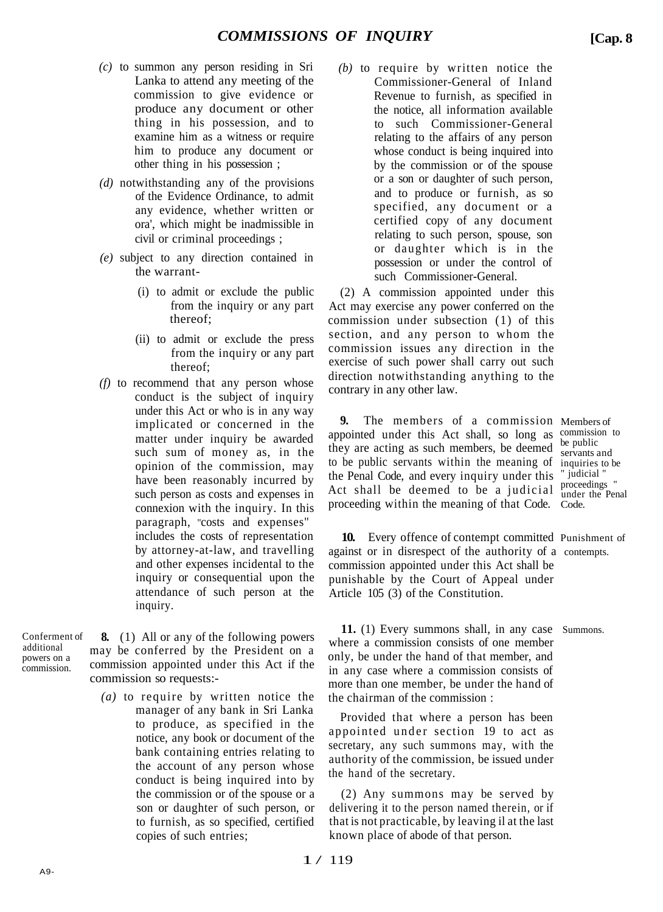(c) to summon any person residing in Sri Lanka to attend any meeting of the commission to give evidence or produce any document or other thing in his possession, and to examine him as a witness or require him to produce any document or other thing in his possession ;

(d) notwithstanding any of the provisions of the Evidence Ordinance, to admit any evidence, whether written or ora', which might be inadmissible in civil or criminal proceedings ;

(e) subject to any direction contained in the warrant-

(i) to admit or exclude the public from the inquiry or any part thereof;

(ii) to admit or exclude the press from the inquiry or any part thereof;

(f) to recommend that any person whose conduct is the subject of inquiry under this Act or who is in any way implicated or concerned in the matter under inquiry be awarded such sum of money as, in the opinion of the commission, may have been reasonably incurred by such person as costs and expenses in connexion with the inquiry. In this paragraph, "costs and expenses" includes the costs of representation by attorney-at-law, and travelling and other expenses incidental to the inquiry or consequential upon the attendance of such person at the inquiry.

Conferment of additional powers on a commission.

**8.** (1) All or any of the following powers may be conferred by the President on a commission appointed under this Act if the commission so requests:-

(a) to require by written notice the manager of any bank in Sri Lanka to produce, as specified in the notice, any book or document of the bank containing entries relating to the account of any person whose conduct is being inquired into by the commission or of the spouse or a son or daughter of such person, or to furnish, as so specified, certified copies of such entries;

(b) to require by written notice the Commissioner-General of Inland Revenue to furnish, as specified in the notice, all information available to such Commissioner-General relating to the affairs of any person whose conduct is being inquired into by the commission or of the spouse or a son or daughter of such person, and to produce or furnish, as so specified, any document or a certified copy of any document relating to such person, spouse, son or daughter which is in the possession or under the control of such Commissioner-General.

(2) A commission appointed under this Act may exercise any power conferred on the commission under subsection (1) of this section, and any person to whom the commission issues any direction in the exercise of such power shall carry out such direction notwithstanding anything to the contrary in any other law.

Members of commission to be public servants and inquiries to be " judicial " proceedings " under the Penal Code.

**9.** The members of a commission appointed under this Act shall, so long as they are acting as such members, be deemed to be public servants within the meaning of the Penal Code, and every inquiry under this Act shall be deemed to be a judicial proceeding within the meaning of that Code.

Punishment of contempts.

**10.** Every offence of contempt committed against or in disrespect of the authority of a commission appointed under this Act shall be punishable by the Court of Appeal under Article 105 (3) of the Constitution.

Summons.

**11.** (1) Every summons shall, in any case where a commission consists of one member only, be under the hand of that member, and in any case where a commission consists of more than one member, be under the hand of the chairman of the commission :

Provided that where a person has been appointed under section 19 to act as secretary, any such summons may, with the authority of the commission, be issued under the hand of the secretary.

(2) Any summons may be served by delivering it to the person named therein, or if that is not practicable, by leaving il at the last known place of abode of that person.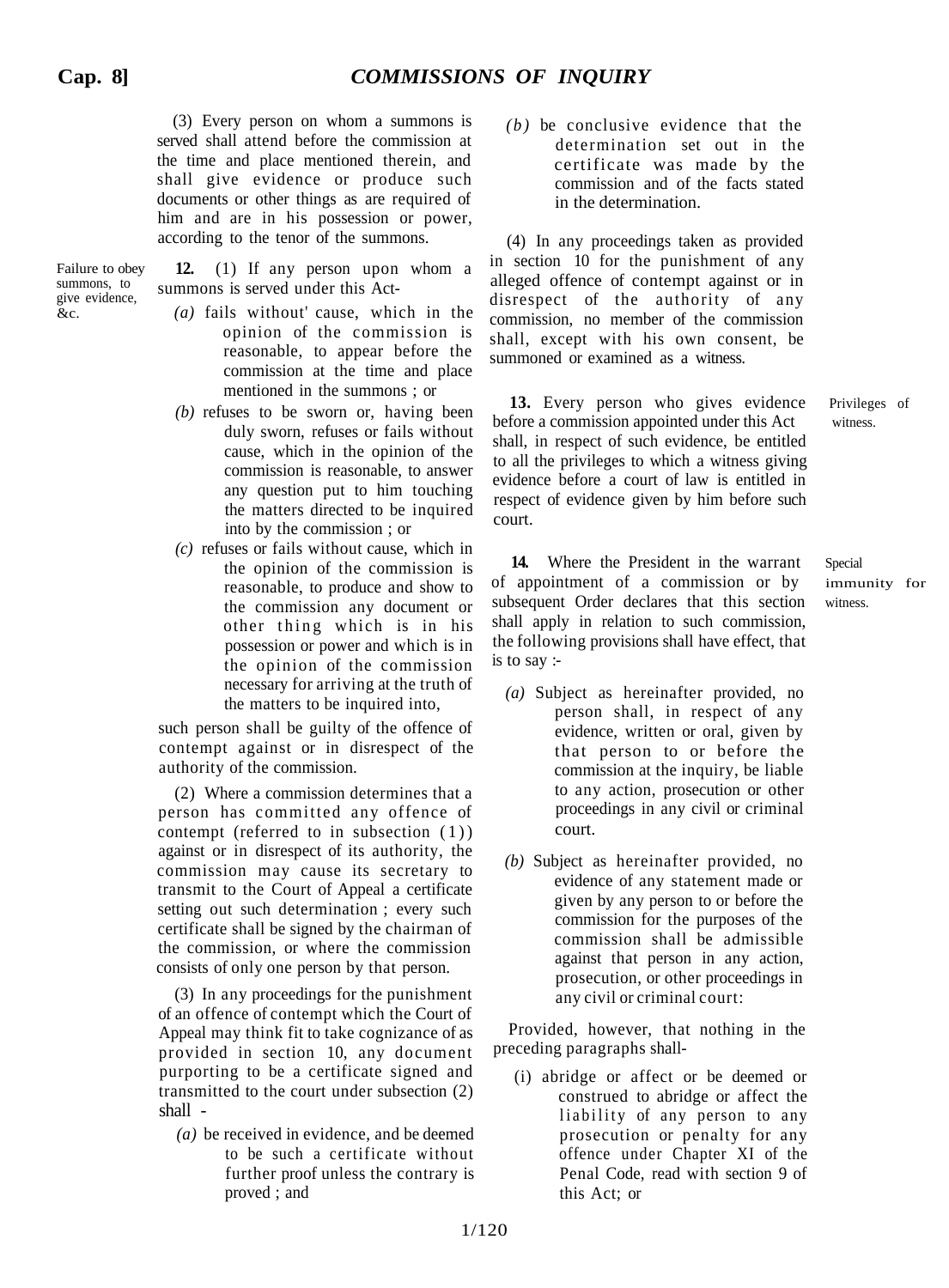(3) Every person on whom a summons is served shall attend before the commission at the time and place mentioned therein, and shall give evidence or produce such documents or other things as are required of him and are in his possession or power, according to the tenor of the summons.

Failure to obey summons, to give evidence, &c.

**12.** (1) If any person upon whom a summons is served under this Act-

*(a)* fails without' cause, which in the opinion of the commission is reasonable, to appear before the commission at the time and place mentioned in the summons ; or

*(b)* refuses to be sworn or, having been duly sworn, refuses or fails without cause, which in the opinion of the commission is reasonable, to answer any question put to him touching the matters directed to be inquired into by the commission ; or

*(c)* refuses or fails without cause, which in the opinion of the commission is reasonable, to produce and show to the commission any document or other thing which is in his possession or power and which is in the opinion of the commission necessary for arriving at the truth of the matters to be inquired into,

such person shall be guilty of the offence of contempt against or in disrespect of the authority of the commission.

(2) Where a commission determines that a person has committed any offence of contempt (referred to in subsection (1)) against or in disrespect of its authority, the commission may cause its secretary to transmit to the Court of Appeal a certificate setting out such determination ; every such certificate shall be signed by the chairman of the commission, or where the commission consists of only one person by that person.

(3) In any proceedings for the punishment of an offence of contempt which the Court of Appeal may think fit to take cognizance of as provided in section 10, any document purporting to be a certificate signed and transmitted to the court under subsection (2) shall -

*(a)* be received in evidence, and be deemed to be such a certificate without further proof unless the contrary is proved ; and

*(b)* be conclusive evidence that the determination set out in the certificate was made by the commission and of the facts stated in the determination.

(4) In any proceedings taken as provided in section 10 for the punishment of any alleged offence of contempt against or in disrespect of the authority of any commission, no member of the commission shall, except with his own consent, be summoned or examined as a witness.

Privileges of witness.

**13.** Every person who gives evidence before a commission appointed under this Act shall, in respect of such evidence, be entitled to all the privileges to which a witness giving evidence before a court of law is entitled in respect of evidence given by him before such court.

Special immunity for witness.

**14.** Where the President in the warrant of appointment of a commission or by subsequent Order declares that this section shall apply in relation to such commission, the following provisions shall have effect, that is to say :-

*(a)* Subject as hereinafter provided, no person shall, in respect of any evidence, written or oral, given by that person to or before the commission at the inquiry, be liable to any action, prosecution or other proceedings in any civil or criminal court.

*(b)* Subject as hereinafter provided, no evidence of any statement made or given by any person to or before the commission for the purposes of the commission shall be admissible against that person in any action, prosecution, or other proceedings in any civil or criminal court:

Provided, however, that nothing in the preceding paragraphs shall-

(i) abridge or affect or be deemed or construed to abridge or affect the liability of any person to any prosecution or penalty for any offence under Chapter XI of the Penal Code, read with section 9 of this Act; or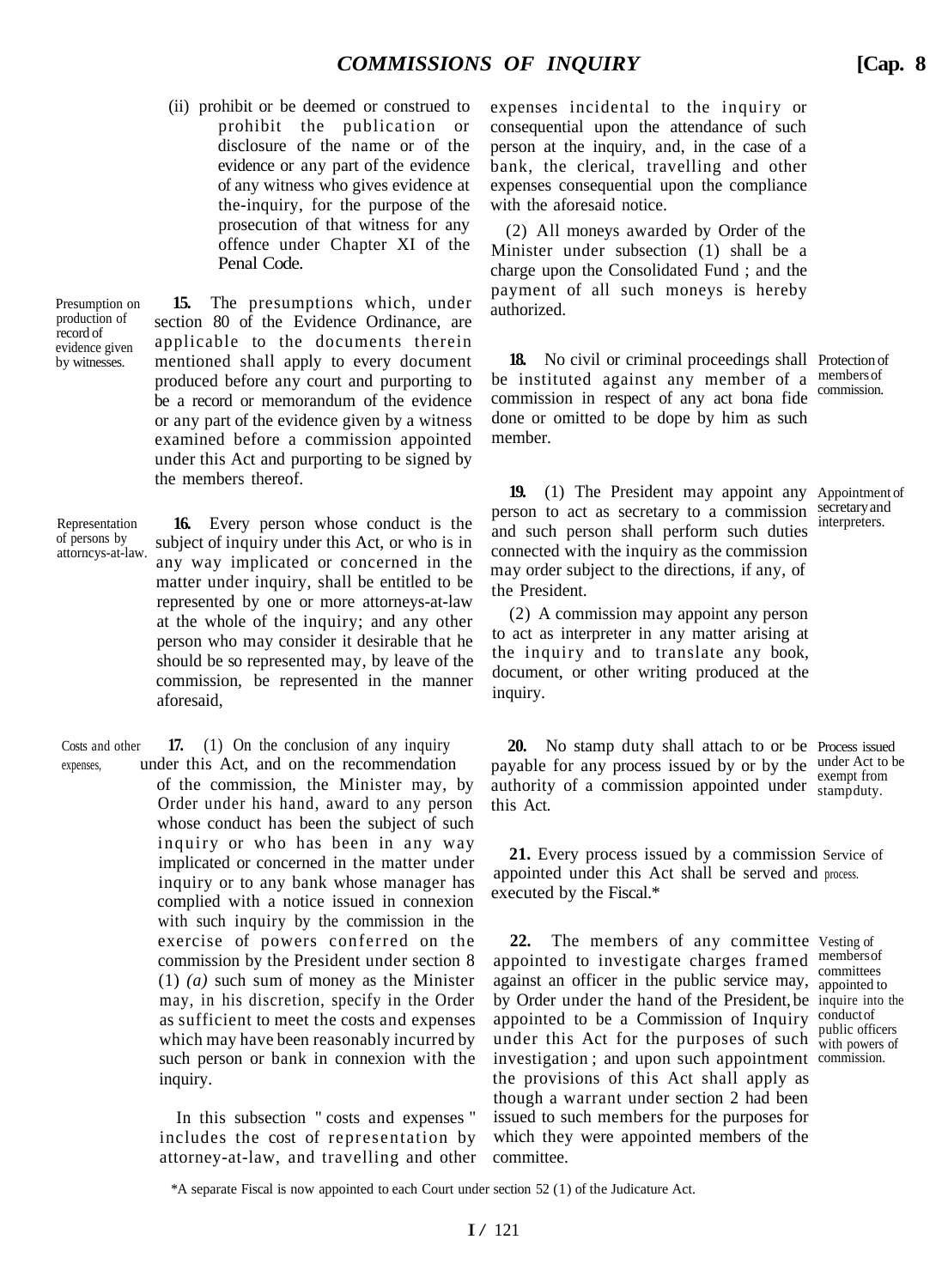(ii) prohibit or be deemed or construed to prohibit the publication or disclosure of the name or of the evidence or any part of the evidence of any witness who gives evidence at the-inquiry, for the purpose of the prosecution of that witness for any offence under Chapter XI of the Penal Code.

Presumption on production of record of evidence given by witnesses.

**15.** The presumptions which, under section 80 of the Evidence Ordinance, are applicable to the documents therein mentioned shall apply to every document produced before any court and purporting to be a record or memorandum of the evidence or any part of the evidence given by a witness examined before a commission appointed under this Act and purporting to be signed by the members thereof.

Representation of persons by attorncys-at-law.

**16.** Every person whose conduct is the subject of inquiry under this Act, or who is in any way implicated or concerned in the matter under inquiry, shall be entitled to be represented by one or more attorneys-at-law at the whole of the inquiry; and any other person who may consider it desirable that he should be so represented may, by leave of the commission, be represented in the manner aforesaid,

Costs and other expenses,

**17.** (1) On the conclusion of any inquiry under this Act, and on the recommendation of the commission, the Minister may, by Order under his hand, award to any person whose conduct has been the subject of such inquiry or who has been in any way implicated or concerned in the matter under inquiry or to any bank whose manager has complied with a notice issued in connexion with such inquiry by the commission in the exercise of powers conferred on the commission by the President under section 8 (1) *(a)* such sum of money as the Minister may, in his discretion, specify in the Order as sufficient to meet the costs and expenses which may have been reasonably incurred by such person or bank in connexion with the inquiry.

In this subsection " costs and expenses " includes the cost of representation by attorney-at-law, and travelling and other expenses incidental to the inquiry or consequential upon the attendance of such person at the inquiry, and, in the case of a bank, the clerical, travelling and other expenses consequential upon the compliance with the aforesaid notice.

(2) All moneys awarded by Order of the Minister under subsection (1) shall be a charge upon the Consolidated Fund ; and the payment of all such moneys is hereby authorized.

Protection of members of commission.

**18.** No civil or criminal proceedings shall be instituted against any member of a commission in respect of any act bona fide done or omitted to be dope by him as such member.

Appointment of secretary and interpreters.

**19.** (1) The President may appoint any person to act as secretary to a commission and such person shall perform such duties connected with the inquiry as the commission may order subject to the directions, if any, of the President.

(2) A commission may appoint any person to act as interpreter in any matter arising at the inquiry and to translate any book, document, or other writing produced at the inquiry.

Process issued under Act to be exempt from stamp duty.

**20.** No stamp duty shall attach to or be payable for any process issued by or by the authority of a commission appointed under this Act.

Service of process.

**21.** Every process issued by a commission appointed under this Act shall be served and executed by the Fiscal.*

Vesting of members of committees appointed to inquire into the conduct of public officers with powers of commission.

**22.** The members of any committee appointed to investigate charges framed against an officer in the public service may, by Order under the hand of the President, be appointed to be a Commission of Inquiry under this Act for the purposes of such investigation ; and upon such appointment the provisions of this Act shall apply as though a warrant under section 2 had been issued to such members for the purposes for which they were appointed members of the committee.

*A separate Fiscal is now appointed to each Court under section 52 (1) of the Judicature Act.